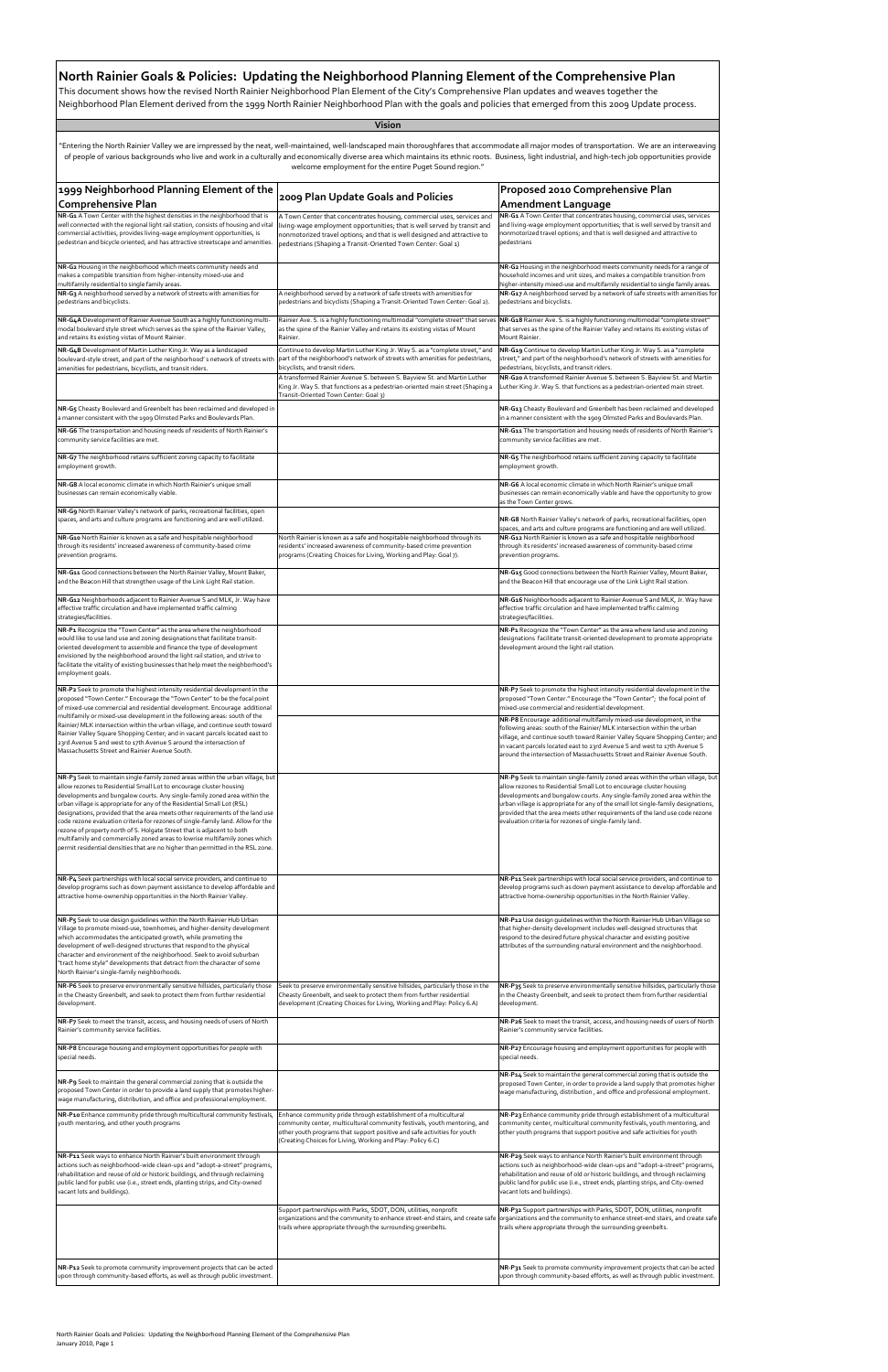# North Rainier Goals & Policies: Updating the Neighborhood Planning Element of the Comprehensive Plan

This document shows how the revised North Rainier Neighborhood Plan Element of the City's Comprehensive Plan updates and weaves together the Neighborhood Plan Element derived from the 1999 North Rainier Neighborhood Plan with the goals and policies that emerged from this 2009 Update process.

## Vision

"Entering the North Rainier Valley we are impressed by the neat, well-maintained, well-landscaped main thoroughfares that accommodate all major modes of transportation. We are an interweaving of people of various backgrounds who live and work in a culturally and economically diverse area which maintains its ethnic roots. Business, light industrial, and high-tech job opportunities provide welcome employment for the entire Puget Sound region."

| 1999 Neighborhood Planning Element of the Comprehensive Plan | 2009 Plan Update Goals and Policies | Proposed 2010 Comprehensive Plan Amendment Language |
|---|---|---|
| **NR-G1** A Town Center with the highest densities in the neighborhood that is well connected with the regional light rail station, consists of housing and vital commercial activities, provides living-wage employment opportunities, is pedestrian and bicycle oriented, and has attractive streetscape and amenities. | A Town Center that concentrates housing, commercial uses, services and living-wage employment opportunities; that is well served by transit and nonmotorized travel options; and that is well designed and attractive to pedestrians (Shaping a Transit-Oriented Town Center: Goal 1) | **NR-G1** A Town Center that concentrates housing, commercial uses, services and living-wage employment opportunities; that is well served by transit and nonmotorized travel options; and that is well designed and attractive to pedestrians |
| **NR-G2** Housing in the neighborhood which meets community needs and makes a compatible transition from higher-intensity mixed-use and multifamily residential to single family areas. | | **NR-G2** Housing in the neighborhood meets community needs for a range of household incomes and unit sizes, and makes a compatible transition from higher-intensity mixed-use and multifamily residential to single family areas. |
| **NR-G3** A neighborhood served by a network of streets with amenities for pedestrians and bicyclists. | A neighborhood served by a network of safe streets with amenities for pedestrians and bicyclists (Shaping a Transit-Oriented Town Center: Goal 2). | **NR-G17** A neighborhood served by a network of safe streets with amenities for pedestrians and bicyclists. |
| **NR-G4A** Development of Rainier Avenue South as a highly functioning multi-modal boulevard style street which serves as the spine of the Rainier Valley, and retains its existing vistas of Mount Rainier. | Rainier Ave. S. is a highly functioning multimodal "complete street" that serves as the spine of the Rainier Valley and retains its existing vistas of Mount Rainier. | **NR-G18** Rainier Ave. S. is a highly functioning multimodal "complete street" that serves as the spine of the Rainier Valley and retains its existing vistas of Mount Rainier. |
| **NR-G4B** Development of Martin Luther King Jr. Way as a landscaped boulevard-style street, and part of the neighborhood's network of streets with amenities for pedestrians, bicyclists, and transit riders. | Continue to develop Martin Luther King Jr. Way S. as a "complete street," and part of the neighborhood's network of streets with amenities for pedestrians, bicyclists, and transit riders. | **NR-G19** Continue to develop Martin Luther King Jr. Way S. as a "complete street," and part of the neighborhood's network of streets with amenities for pedestrians, bicyclists, and transit riders. |
| | A transformed Rainier Avenue S. between S. Bayview St. and Martin Luther King Jr. Way S. that functions as a pedestrian-oriented main street (Shaping a Transit-Oriented Town Center: Goal 3) | **NR-G20** A transformed Rainier Avenue S. between S. Bayview St. and Martin Luther King Jr. Way S. that functions as a pedestrian-oriented main street. |
| **NR-G5** Cheasty Boulevard and Greenbelt has been reclaimed and developed in a manner consistent with the 1909 Olmsted Parks and Boulevards Plan. | | **NR-G13** Cheasty Boulevard and Greenbelt has been reclaimed and developed in a manner consistent with the 1909 Olmsted Parks and Boulevards Plan. |
| **NR-G6** The transportation and housing needs of residents of North Rainier's community service facilities are met. | | **NR-G11** The transportation and housing needs of residents of North Rainier's community service facilities are met. |
| **NR-G7** The neighborhood retains sufficient zoning capacity to facilitate employment growth. | | **NR-G5** The neighborhood retains sufficient zoning capacity to facilitate employment growth. |
| **NR-G8** A local economic climate in which North Rainier's unique small businesses can remain economically viable. | | **NR-G6** A local economic climate in which North Rainier's unique small businesses can remain economically viable and have the opportunity to grow as the Town Center grows. |
| **NR-G9** North Rainier Valley's network of parks, recreational facilities, open spaces, and arts and culture programs are functioning and are well utilized. | | **NR-G8** North Rainier Valley's network of parks, recreational facilities, open spaces, and arts and culture programs are functioning and are well utilized. |
| **NR-G10** North Rainier is known as a safe and hospitable neighborhood through its residents' increased awareness of community-based crime prevention programs. | North Rainier is known as a safe and hospitable neighborhood through its residents' increased awareness of community-based crime prevention programs (Creating Choices for Living, Working and Play: Goal 7). | **NR-G12** North Rainier is known as a safe and hospitable neighborhood through its residents' increased awareness of community-based crime prevention programs. |
| **NR-G11** Good connections between the North Rainier Valley, Mount Baker, and the Beacon Hill that strengthen usage of the Link Light Rail station. | | **NR-G15** Good connections between the North Rainier Valley, Mount Baker, and the Beacon Hill that encourage use of the Link Light Rail station. |
| **NR-G12** Neighborhoods adjacent to Rainier Avenue S and MLK, Jr. Way have effective traffic circulation and have implemented traffic calming strategies/facilities. | | **NR-G16** Neighborhoods adjacent to Rainier Avenue S and MLK, Jr. Way have effective traffic circulation and have implemented traffic calming strategies/facilities. |
| **NR-P1** Recognize the "Town Center" as the area where the neighborhood would like to use land use and zoning designations that facilitate transit-oriented development to assemble and finance the type of development envisioned by the neighborhood around the light rail station, and strive to facilitate the vitality of existing businesses that help meet the neighborhood's employment goals. | | **NR-P1** Recognize the "Town Center" as the area where land use and zoning designations facilitate transit-oriented development to promote appropriate development around the light rail station. |
| **NR-P2** Seek to promote the highest intensity residential development in the proposed "Town Center." Encourage the "Town Center" to be the focal point of mixed-use commercial and residential development. Encourage additional multifamily or mixed-use development in the following areas: south of the Rainier/ MLK intersection within the urban village, and continue south toward Rainier Valley Square Shopping Center; and in vacant parcels located east to 23rd Avenue S and west to 17th Avenue S around the intersection of Massachusetts Street and Rainier Avenue South. | | **NR-P7** Seek to promote the highest intensity residential development in the proposed "Town Center." Encourage the "Town Center"; the focal point of mixed-use commercial and residential development.<br>**NR-P8** Encourage additional multifamily mixed-use development, in the following areas: south of the Rainier/ MLK intersection within the urban village, and continue south toward Rainier Valley Square Shopping Center; and in vacant parcels located east to 23rd Avenue S and west to 17th Avenue S around the intersection of Massachusetts Street and Rainier Avenue South. |
| **NR-P3** Seek to maintain single-family zoned areas within the urban village, but allow rezones to Residential Small Lot to encourage cluster housing developments and bungalow courts. Any single-family zoned area within the urban village is appropriate for any of the Residential Small Lot (RSL) designations, provided that the area meets other requirements of the land use code rezone evaluation criteria for rezones of single-family land. Allow for the rezone of property north of S. Holgate Street that is adjacent to both multifamily and commercially zoned areas to lowrise multifamily zones which permit residential densities that are no higher than permitted in the RSL zone. | | **NR-P9** Seek to maintain single-family zoned areas within the urban village, but allow rezones to Residential Small Lot to encourage cluster housing developments and bungalow courts. Any single-family zoned area within the urban village is appropriate for any of the small lot single-family designations, provided that the area meets other requirements of the land use code rezone evaluation criteria for rezones of single-family land. |
| **NR-P4** Seek partnerships with local social service providers, and continue to develop programs such as down payment assistance to develop affordable and attractive home-ownership opportunities in the North Rainier Valley. | | **NR-P11** Seek partnerships with local social service providers, and continue to develop programs such as down payment assistance to develop affordable and attractive home-ownership opportunities in the North Rainier Valley. |
| **NR-P5** Seek to use design guidelines within the North Rainier Hub Urban Village to promote mixed-use, townhomes, and higher-density development which accommodates the anticipated growth, while promoting the development of well-designed structures that respond to the physical character and environment of the neighborhood. Seek to avoid suburban "tract home style" developments that detract from the character of some North Rainier's single-family neighborhoods. | | **NR-P12** Use design guidelines within the North Rainier Hub Urban Village so that higher-density development includes well-designed structures that respond to the desired future physical character and existing positive attributes of the surrounding natural environment and the neighborhood. |
| **NR-P6** Seek to preserve environmentally sensitive hillsides, particularly those in the Cheasty Greenbelt, and seek to protect them from further residential development. | Seek to preserve environmentally sensitive hillsides, particularly those in the Cheasty Greenbelt, and seek to protect them from further residential development (Creating Choices for Living, Working and Play: Policy 6.A) | **NR-P35** Seek to preserve environmentally sensitive hillsides, particularly those in the Cheasty Greenbelt, and seek to protect them from further residential development. |
| **NR-P7** Seek to meet the transit, access, and housing needs of users of North Rainier's community service facilities. | | **NR-P26** Seek to meet the transit, access, and housing needs of users of North Rainier's community service facilities. |
| **NR-P8** Encourage housing and employment opportunities for people with special needs. | | **NR-P27** Encourage housing and employment opportunities for people with special needs. |
| **NR-P9** Seek to maintain the general commercial zoning that is outside the proposed Town Center in order to provide a land supply that promotes higher-wage manufacturing, distribution, and office and professional employment. | | **NR-P14** Seek to maintain the general commercial zoning that is outside the proposed Town Center, in order to provide a land supply that promotes higher wage manufacturing, distribution , and office and professional employment. |
| **NR-P10** Enhance community pride through multicultural community festivals, youth mentoring, and other youth programs | Enhance community pride through establishment of a multicultural community center, multicultural community festivals, youth mentoring, and other youth programs that support positive and safe activities for youth (Creating Choices for Living, Working and Play: Policy 6.C) | **NR-P23** Enhance community pride through establishment of a multicultural community center, multicultural community festivals, youth mentoring, and other youth programs that support positive and safe activities for youth |
| **NR-P11** Seek ways to enhance North Rainier's built environment through actions such as neighborhood-wide clean-ups and "adopt-a-street" programs, rehabilitation and reuse of old or historic buildings, and through reclaiming public land for public use (i.e., street ends, planting strips, and City-owned vacant lots and buildings). | | **NR-P29** Seek ways to enhance North Rainier's built environment through actions such as neighborhood-wide clean-ups and "adopt-a-street" programs, rehabilitation and reuse of old or historic buildings, and through reclaiming public land for public use (i.e., street ends, planting strips, and City-owned vacant lots and buildings). |
| | Support partnerships with Parks, SDOT, DON, utilities, nonprofit organizations and the community to enhance street-end stairs, and create safe trails where appropriate through the surrounding greenbelts. | **NR-P32** Support partnerships with Parks, SDOT, DON, utilities, nonprofit organizations and the community to enhance street-end stairs, and create safe trails where appropriate through the surrounding greenbelts. |
| **NR-P12** Seek to promote community improvement projects that can be acted upon through community-based efforts, as well as through public investment. | | **NR-P31** Seek to promote community improvement projects that can be acted upon through community-based efforts, as well as through public investment. |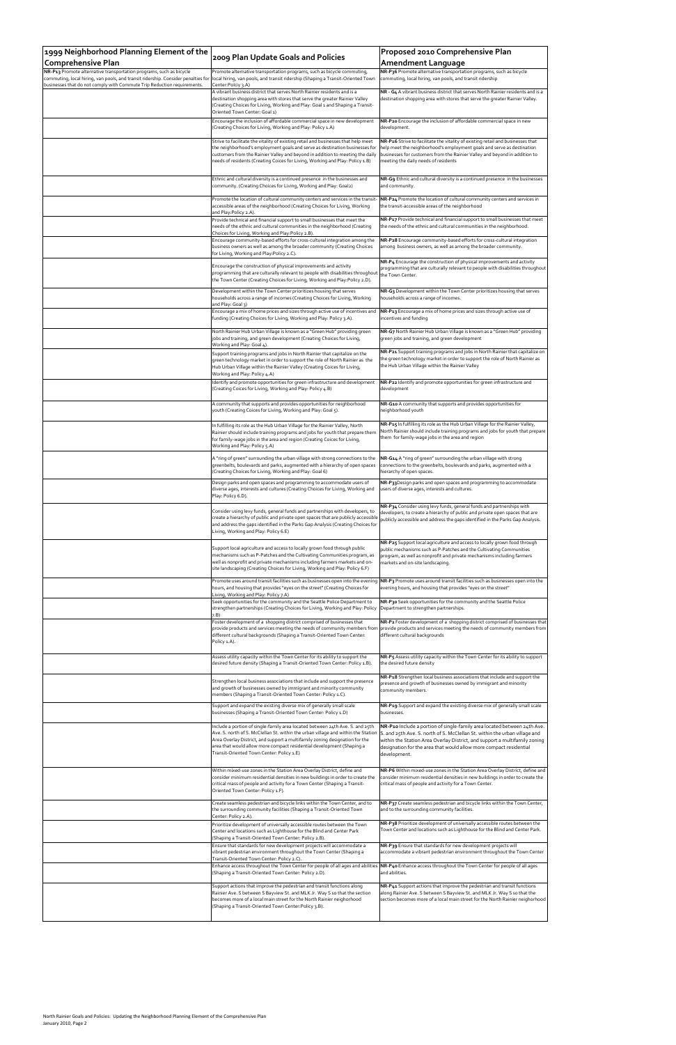| 1999 Neighborhood Planning Element of the Comprehensive Plan | 2009 Plan Update Goals and Policies | Proposed 2010 Comprehensive Plan Amendment Language |
|---|---|---|
| **NR-P13** Promote alternative transportation programs, such as bicycle commuting, local hiring, van pools, and transit ridership. Consider penalties for businesses that do not comply with Commute Trip Reduction requirements. | Promote alternative transportation programs, such as bicycle commuting, local hiring, van pools, and transit ridership (Shaping a Transit-Oriented Town Center:Policy 3.A) | **NR-P36** Promote alternative transportation programs, such as bicycle commuting, local hiring, van pools, and transit ridership |
| | A vibrant business district that serves North Rainier residents and is a destination shopping area with stores that serve the greater Rainier Valley (Creating Choices for Living, Working and Play: Goal 1 and Shaping a Transit-Oriented Town Center: Goal 1) | **NR - G4** A vibrant business district that serves North Rainier residents and is a destination shopping area with stores that serve the greater Rainier Valley. |
| | Encourage the inclusion of affordable commercial space in new development (Creating Choices for Living, Working and Play: Policy 1.A) | **NR-P20** Encourage the inclusion of affordable commercial space in new development. |
| | Strive to facilitate the vitality of existing retail and businesses that help meet the neighborhood's employment goals and serve as destination businesses for customers from the Rainier Valley and beyond in addition to meeting the daily needs of residents (Creating Coices for Living, Working and Play: Policy 1.B) | **NR-P16** Strive to facilitate the vitality of existing retail and businesses that help meet the neighborhood's employment goals and serve as destination businesses for customers from the Rainier Valley and beyond in addition to meeting the daily needs of residents |
| | Ethnic and cultural diversity is a continued presence in the businesses and community. (Creating Choices for Living, Working and Play: Goal2) | **NR-G9** Ethnic and cultural diversity is a continued presence in the businesses and community. |
| | Promote the location of cultural community centers and services in the transit-accessible areas of the neighborhood (Creating Choices for Living, Working and Play:Policy 2.A). | **NR-P24** Promote the location of cultural community centers and services in the transit-accessible areas of the neighborhood |
| | Provide technical and financial support to small businesses that meet the needs of the ethnic and cultural communities in the neighborhood (Creating Choices for Living, Working and Play:Policy 2.B). | **NR-P17** Provide technical and financial support to small businesses that meet the needs of the ethnic and cultural communities in the neighborhood. |
| | Encourage community-based efforts for cross-cultural integration among the business owners as well as among the broader community (Creating Choices for Living, Working and Play:Policy 2.C). | **NR-P28** Encourage community-based efforts for cross-cultural integration among business owners, as well as among the broader community. |
| | Encourage the construction of physical improvements and activity programming that are culturally relevant to people with disabilities throughout the Town Center (Creating Choices for Living, Working and Play:Policy 2.D). | **NR-P4** Encourage the construction of physical improvements and activity programming that are culturally relevant to people with disabilities throughout the Town Center. |
| | Development within the Town Center prioritizes housing that serves households across a range of incomes (Creating Choices for Living, Working and Play: Goal 3) | **NR-G3** Development within the Town Center prioritizes housing that serves households across a range of incomes. |
| | Encourage a mix of home prices and sizes through active use of incentives and funding (Creating Choices for Living, Working and Play: Policy 3.A). | **NR-P13** Encourage a mix of home prices and sizes through active use of incentives and funding |
| | North Rainier Hub Urban Village is known as a "Green Hub" providing green jobs and training, and green development (Creating Choices for Living, Working and Play: Goal 4). | **NR-G7** North Rainier Hub Urban Village is known as a "Green Hub" providing green jobs and training, and green development |
| | Support training programs and jobs in North Rainier that capitalize on the green technology market in order to support the role of North Rainier as the Hub Urban Village within the Rainier Valley (Creating Coices for Living, Working and Play: Policy 4.A) | **NR-P21** Support training programs and jobs in North Rainier that capitalize on the green technology market in order to support the role of North Rainier as the Hub Urban Village within the Rainier Valley |
| | Identify and promote opportunities for green infrastructure and development (Creating Coices for Living, Working and Play: Policy 4.B) | **NR-P22** Identify and promote opportunities for green infrastructure and development |
| | A community that supports and provides opportunities for neighborhood youth (Creating Coices for Living, Working and Play: Goal 5). | **NR-G10** A community that supports and provides opportunities for neighborhood youth |
| | In fulfilling its role as the Hub Urban Village for the Rainier Valley, North Rainier should include training programs and jobs for youth that prepare them for family-wage jobs in the area and region (Creating Coices for Living, Working and Play: Policy 5.A) | **NR-P15** In fulfilling its role as the Hub Urban Village for the Rainier Valley, North Rainier should include training programs and jobs for youth that prepare them for family-wage jobs in the area and region |
| | A "ring of green" surrounding the urban village with strong connections to the greenbelts, boulevards and parks, augmented with a hierarchy of open spaces (Creating Choices for Living, Working and Play: Goal 6) | **NR-G14** A "ring of green" surrounding the urban village with strong connections to the greenbelts, boulevards and parks, augmented with a hierarchy of open spaces. |
| | Design parks and open spaces and programming to accommodate users of diverse ages, interests and cultures (Creating Choices for Living, Working and Play: Policy 6.D). | **NR-P33**Design parks and open spaces and programming to accommodate users of diverse ages, interests and cultures. |
| | Consider using levy funds, general funds and partnerships with developers, to create a hierarchy of public and private open spaces that are publicly accessible and address the gaps identified in the Parks Gap Analysis (Creating Choices for Living, Working and Play: Policy 6.E) | **NR-P34** Consider using levy funds, general funds and partnerships with developers, to create a hierarchy of public and private open spaces that are publicly accessible and address the gaps identified in the Parks Gap Analysis. |
| | Support local agriculture and access to locally grown food through public mechanisms such as P-Patches and the Cultivating Communities program, as well as nonprofit and private mechanisms including farmers markets and on-site landscaping (Creating Choices for Living, Working and Play: Policy 6.F) | **NR-P25** Support local agriculture and access to locally grown food through public mechanisms such as P-Patches and the Cultivating Communities program, as well as nonprofit and private mechanisms including farmers markets and on-site landscaping. |
| | Promote uses around transit facilities such as businesses open into the evening hours, and housing that provides "eyes on the street" (Creating Choices for Living, Working and Play: Policy 7.A) | **NR-P3** Promote uses around transit facilities such as businesses open into the evening hours, and housing that provides "eyes on the street" |
| | Seek opportunities for the community and the Seattle Police Department to strengthen partnerships (Creating Choices for Living, Working and Play: Policy 7.B) | **NR-P30** Seek opportunities for the community and the Seattle Police Department to strengthen partnerships. |
| | Foster development of a shopping district comprised of businesses that provide products and services meeting the needs of community members from different cultural backgrounds (Shaping a Transit-Oriented Town Center: Policy 1.A). | **NR-P2** Foster development of a shopping district comprised of businesses that provide products and services meeting the needs of community members from different cultural backgrounds |
| | Assess utility capacity within the Town Center for its ability to support the desired future density (Shaping a Transit-Oriented Town Center: Policy 1.B). | **NR-P5** Assess utility capacity within the Town Center for its ability to support the desired future density |
| | Strengthen local business associations that include and support the presence and growth of businesses owned by immigrant and minority community members (Shaping a Transit-Oriented Town Center: Policy 1.C). | **NR-P18** Strengthen local business associations that include and support the presence and growth of businesses owned by immigrant and minority community members. |
| | Support and expand the existing diverse mix of generally small scale businesses (Shaping a Transit-Oriented Town Center: Policy 1.D) | **NR-P19** Support and expand the existing diverse mix of generally small scale businesses. |
| | Include a portion of single-family area located between 24th Ave. S. and 25th Ave. S. north of S. McClellan St. within the urban village and within the Station Area Overlay District, and support a multifamily zoning designation for the area that would allow more compact residential development (Shaping a Transit-Oriented Town Center: Policy 1.E) | **NR-P10** Include a portion of single-family area located between 24th Ave. S. and 25th Ave. S. north of S. McClellan St. within the urban village and within the Station Area Overlay District, and support a multifamily zoning designation for the area that would allow more compact residential development. |
| | Within mixed-use zones in the Station Area Overlay District, define and consider minimum residential densities in new buildings in order to create the critical mass of people and activity for a Town Center (Shaping a Transit-Oriented Town Center: Policy 1.F). | **NR-P6** Within mixed-use zones in the Station Area Overlay District, define and consider minimum residential densities in new buildings in order to create the critical mass of people and activity for a Town Center. |
| | Create seamless pedestrian and bicycle links within the Town Center, and to the surrounding community facilities (Shaping a Transit-Oriented Town Center: Policy 2.A). | **NR-P37** Create seamless pedestrian and bicycle links within the Town Center, and to the surrounding community facilities. |
| | Prioritize development of universally accessible routes between the Town Center and locations such as Lighthouse for the Blind and Center Park (Shaping a Transit-Oriented Town Center: Policy 2.B). | **NR-P38** Prioritize development of universally accessible routes between the Town Center and locations such as Lighthouse for the Blind and Center Park. |
| | Ensure that standards for new development projects will accommodate a vibrant pedestrian environment throughout the Town Center (Shaping a Transit-Oriented Town Center: Policy 2.C). | **NR-P39** Ensure that standards for new development projects will accommodate a vibrant pedestrian environment throughout the Town Center |
| | Enhance access throughout the Town Center for people of all ages and abilities (Shaping a Transit-Oriented Town Center: Policy 2.D). | **NR-P40** Enhance access throughout the Town Center for people of all ages and abilities. |
| | Support actions that improve the pedestrian and transit functions along Rainier Ave. S between S Bayview St. and MLK Jr. Way S so that the section becomes more of a local main street for the North Rainier neighborhood (Shaping a Transit-Oriented Town Center:Policy 3.B). | **NR-P41** Support actions that improve the pedestrian and transit functions along Rainier Ave. S between S Bayview St. and MLK Jr. Way S so that the section becomes more of a local main street for the North Rainier neighborhood |

North Rainier Goals and Policies: Updating the Neighborhood Planning Element of the Comprehensive Plan
January 2010, Page 2